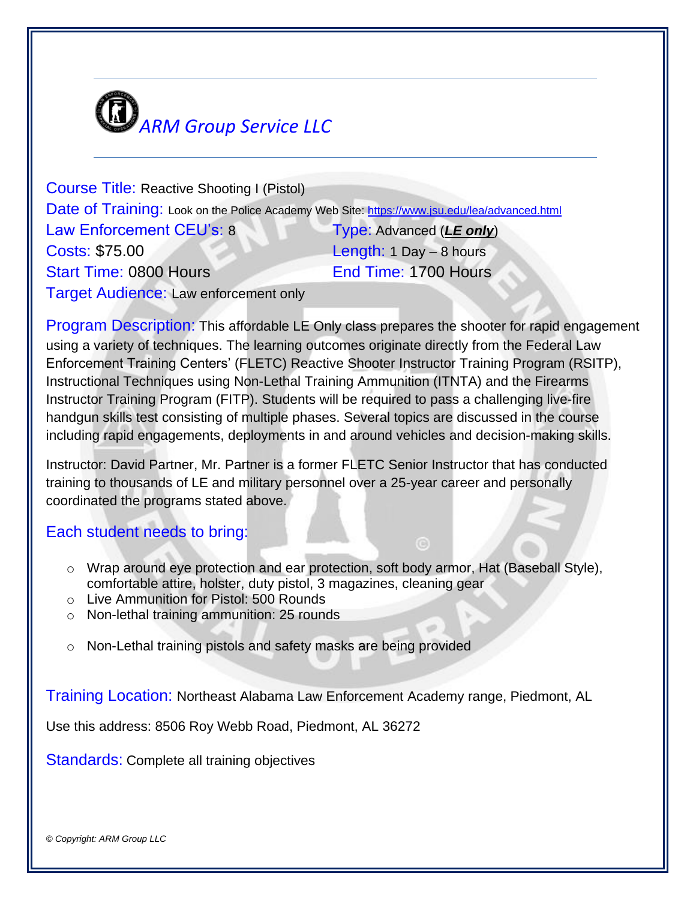# *ARM Group Service LLC*

**Course Title:** Reactive Shooting I (Pistol)

**Date of Training:** Look on the Police Academy Web Site: [https://www.jsu.edu/lea/advanced.html](https://www.jsu.edu/lea/advanced.html)

**Law Enforcement CEU's:** 8

**Type:** Advanced (***LE only***)

**Costs:** $75.00

**Length:** 1 Day – 8 hours

**Start Time:** 0800 Hours

**End Time:** 1700 Hours

**Target Audience:** Law enforcement only

**Program Description:** This affordable LE Only class prepares the shooter for rapid engagement using a variety of techniques. The learning outcomes originate directly from the Federal Law Enforcement Training Centers' (FLETC) Reactive Shooter Instructor Training Program (RSITP), Instructional Techniques using Non-Lethal Training Ammunition (ITNTA) and the Firearms Instructor Training Program (FITP). Students will be required to pass a challenging live-fire handgun skills test consisting of multiple phases. Several topics are discussed in the course including rapid engagements, deployments in and around vehicles and decision-making skills.

Instructor: David Partner, Mr. Partner is a former FLETC Senior Instructor that has conducted training to thousands of LE and military personnel over a 25-year career and personally coordinated the programs stated above.

**Each student needs to bring:**

- Wrap around eye protection and ear protection, soft body armor, Hat (Baseball Style), comfortable attire, holster, duty pistol, 3 magazines, cleaning gear
- Live Ammunition for Pistol: 500 Rounds
- Non-lethal training ammunition: 25 rounds
- Non-Lethal training pistols and safety masks are being provided

**Training Location:** Northeast Alabama Law Enforcement Academy range, Piedmont, AL

Use this address: 8506 Roy Webb Road, Piedmont, AL 36272

**Standards:** Complete all training objectives

*© Copyright: ARM Group LLC*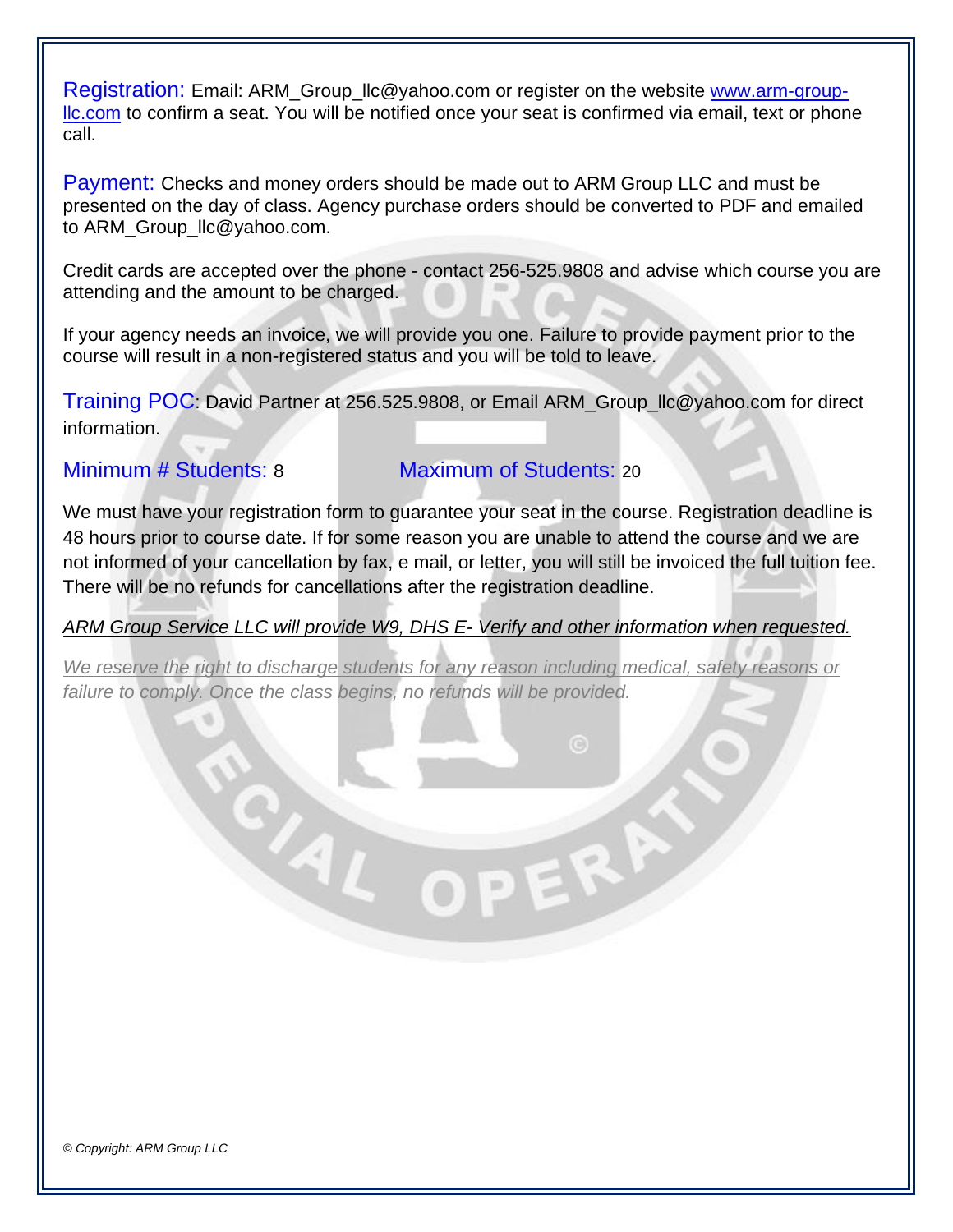Registration: Email: ARM_Group_llc@yahoo.com or register on the website [www.arm-group-llc.com](http://www.arm-group-llc.com) to confirm a seat. You will be notified once your seat is confirmed via email, text or phone call.

Payment: Checks and money orders should be made out to ARM Group LLC and must be presented on the day of class. Agency purchase orders should be converted to PDF and emailed to ARM_Group_llc@yahoo.com.

Credit cards are accepted over the phone - contact 256-525.9808 and advise which course you are attending and the amount to be charged.

If your agency needs an invoice, we will provide you one. Failure to provide payment prior to the course will result in a non-registered status and you will be told to leave.

Training POC: David Partner at 256.525.9808, or Email ARM_Group_llc@yahoo.com for direct information.

Minimum # Students: 8

Maximum of Students: 20

We must have your registration form to guarantee your seat in the course. Registration deadline is 48 hours prior to course date. If for some reason you are unable to attend the course and we are not informed of your cancellation by fax, e mail, or letter, you will still be invoiced the full tuition fee. There will be no refunds for cancellations after the registration deadline.

*ARM Group Service LLC will provide W9, DHS E- Verify and other information when requested.*

*We reserve the right to discharge students for any reason including medical, safety reasons or failure to comply. Once the class begins, no refunds will be provided.*

*© Copyright: ARM Group LLC*